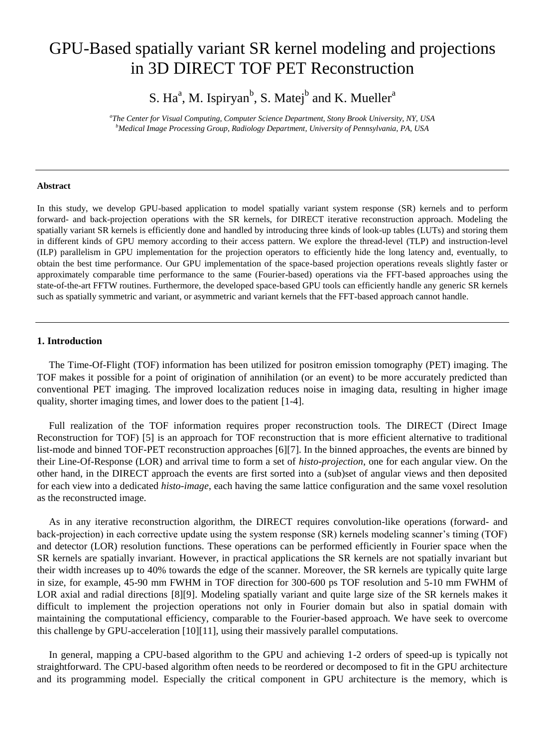# GPU-Based spatially variant SR kernel modeling and projections in 3D DIRECT TOF PET Reconstruction

S. Ha[a], M. Ispiryan[b], S. Matej[b] and K. Mueller[a]

*[a]The Center for Visual Computing, Computer Science Department, Stony Brook University, NY, USA*
*[b]Medical Image Processing Group, Radiology Department, University of Pennsylvania, PA, USA*

---

**Abstract**

In this study, we develop GPU-based application to model spatially variant system response (SR) kernels and to perform forward- and back-projection operations with the SR kernels, for DIRECT iterative reconstruction approach. Modeling the spatially variant SR kernels is efficiently done and handled by introducing three kinds of look-up tables (LUTs) and storing them in different kinds of GPU memory according to their access pattern. We explore the thread-level (TLP) and instruction-level (ILP) parallelism in GPU implementation for the projection operators to efficiently hide the long latency and, eventually, to obtain the best time performance. Our GPU implementation of the space-based projection operations reveals slightly faster or approximately comparable time performance to the same (Fourier-based) operations via the FFT-based approaches using the state-of-the-art FFTW routines. Furthermore, the developed space-based GPU tools can efficiently handle any generic SR kernels such as spatially symmetric and variant, or asymmetric and variant kernels that the FFT-based approach cannot handle.

---

## 1. Introduction

The Time-Of-Flight (TOF) information has been utilized for positron emission tomography (PET) imaging. The TOF makes it possible for a point of origination of annihilation (or an event) to be more accurately predicted than conventional PET imaging. The improved localization reduces noise in imaging data, resulting in higher image quality, shorter imaging times, and lower does to the patient [1-4].

Full realization of the TOF information requires proper reconstruction tools. The DIRECT (Direct Image Reconstruction for TOF) [5] is an approach for TOF reconstruction that is more efficient alternative to traditional list-mode and binned TOF-PET reconstruction approaches [6][7]. In the binned approaches, the events are binned by their Line-Of-Response (LOR) and arrival time to form a set of *histo-projection*, one for each angular view. On the other hand, in the DIRECT approach the events are first sorted into a (sub)set of angular views and then deposited for each view into a dedicated *histo-image*, each having the same lattice configuration and the same voxel resolution as the reconstructed image.

As in any iterative reconstruction algorithm, the DIRECT requires convolution-like operations (forward- and back-projection) in each corrective update using the system response (SR) kernels modeling scanner's timing (TOF) and detector (LOR) resolution functions. These operations can be performed efficiently in Fourier space when the SR kernels are spatially invariant. However, in practical applications the SR kernels are not spatially invariant but their width increases up to 40% towards the edge of the scanner. Moreover, the SR kernels are typically quite large in size, for example, 45-90 mm FWHM in TOF direction for 300-600 ps TOF resolution and 5-10 mm FWHM of LOR axial and radial directions [8][9]. Modeling spatially variant and quite large size of the SR kernels makes it difficult to implement the projection operations not only in Fourier domain but also in spatial domain with maintaining the computational efficiency, comparable to the Fourier-based approach. We have seek to overcome this challenge by GPU-acceleration [10][11], using their massively parallel computations.

In general, mapping a CPU-based algorithm to the GPU and achieving 1-2 orders of speed-up is typically not straightforward. The CPU-based algorithm often needs to be reordered or decomposed to fit in the GPU architecture and its programming model. Especially the critical component in GPU architecture is the memory, which is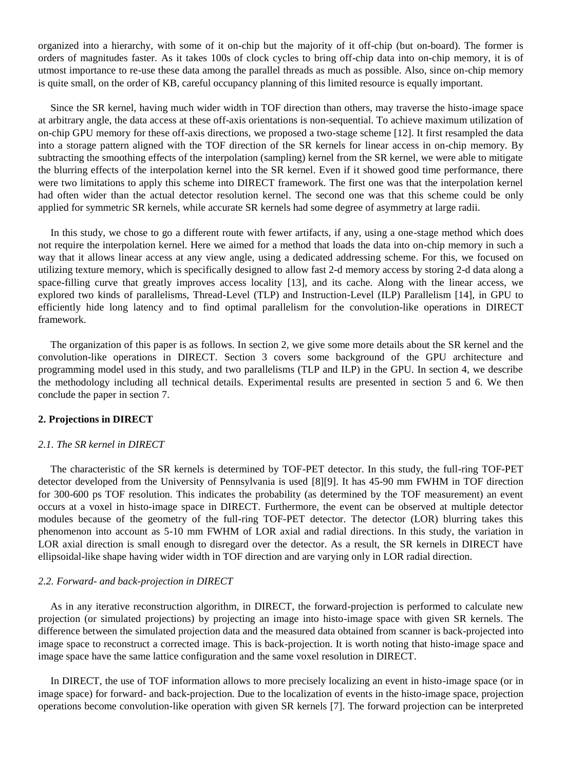organized into a hierarchy, with some of it on-chip but the majority of it off-chip (but on-board). The former is orders of magnitudes faster. As it takes 100s of clock cycles to bring off-chip data into on-chip memory, it is of utmost importance to re-use these data among the parallel threads as much as possible. Also, since on-chip memory is quite small, on the order of KB, careful occupancy planning of this limited resource is equally important.

Since the SR kernel, having much wider width in TOF direction than others, may traverse the histo-image space at arbitrary angle, the data access at these off-axis orientations is non-sequential. To achieve maximum utilization of on-chip GPU memory for these off-axis directions, we proposed a two-stage scheme [12]. It first resampled the data into a storage pattern aligned with the TOF direction of the SR kernels for linear access in on-chip memory. By subtracting the smoothing effects of the interpolation (sampling) kernel from the SR kernel, we were able to mitigate the blurring effects of the interpolation kernel into the SR kernel. Even if it showed good time performance, there were two limitations to apply this scheme into DIRECT framework. The first one was that the interpolation kernel had often wider than the actual detector resolution kernel. The second one was that this scheme could be only applied for symmetric SR kernels, while accurate SR kernels had some degree of asymmetry at large radii.

In this study, we chose to go a different route with fewer artifacts, if any, using a one-stage method which does not require the interpolation kernel. Here we aimed for a method that loads the data into on-chip memory in such a way that it allows linear access at any view angle, using a dedicated addressing scheme. For this, we focused on utilizing texture memory, which is specifically designed to allow fast 2-d memory access by storing 2-d data along a space-filling curve that greatly improves access locality [13], and its cache. Along with the linear access, we explored two kinds of parallelisms, Thread-Level (TLP) and Instruction-Level (ILP) Parallelism [14], in GPU to efficiently hide long latency and to find optimal parallelism for the convolution-like operations in DIRECT framework.

The organization of this paper is as follows. In section 2, we give some more details about the SR kernel and the convolution-like operations in DIRECT. Section 3 covers some background of the GPU architecture and programming model used in this study, and two parallelisms (TLP and ILP) in the GPU. In section 4, we describe the methodology including all technical details. Experimental results are presented in section 5 and 6. We then conclude the paper in section 7.

## 2. Projections in DIRECT

### *2.1. The SR kernel in DIRECT*

The characteristic of the SR kernels is determined by TOF-PET detector. In this study, the full-ring TOF-PET detector developed from the University of Pennsylvania is used [8][9]. It has 45-90 mm FWHM in TOF direction for 300-600 ps TOF resolution. This indicates the probability (as determined by the TOF measurement) an event occurs at a voxel in histo-image space in DIRECT. Furthermore, the event can be observed at multiple detector modules because of the geometry of the full-ring TOF-PET detector. The detector (LOR) blurring takes this phenomenon into account as 5-10 mm FWHM of LOR axial and radial directions. In this study, the variation in LOR axial direction is small enough to disregard over the detector. As a result, the SR kernels in DIRECT have ellipsoidal-like shape having wider width in TOF direction and are varying only in LOR radial direction.

### *2.2. Forward- and back-projection in DIRECT*

As in any iterative reconstruction algorithm, in DIRECT, the forward-projection is performed to calculate new projection (or simulated projections) by projecting an image into histo-image space with given SR kernels. The difference between the simulated projection data and the measured data obtained from scanner is back-projected into image space to reconstruct a corrected image. This is back-projection. It is worth noting that histo-image space and image space have the same lattice configuration and the same voxel resolution in DIRECT.

In DIRECT, the use of TOF information allows to more precisely localizing an event in histo-image space (or in image space) for forward- and back-projection. Due to the localization of events in the histo-image space, projection operations become convolution-like operation with given SR kernels [7]. The forward projection can be interpreted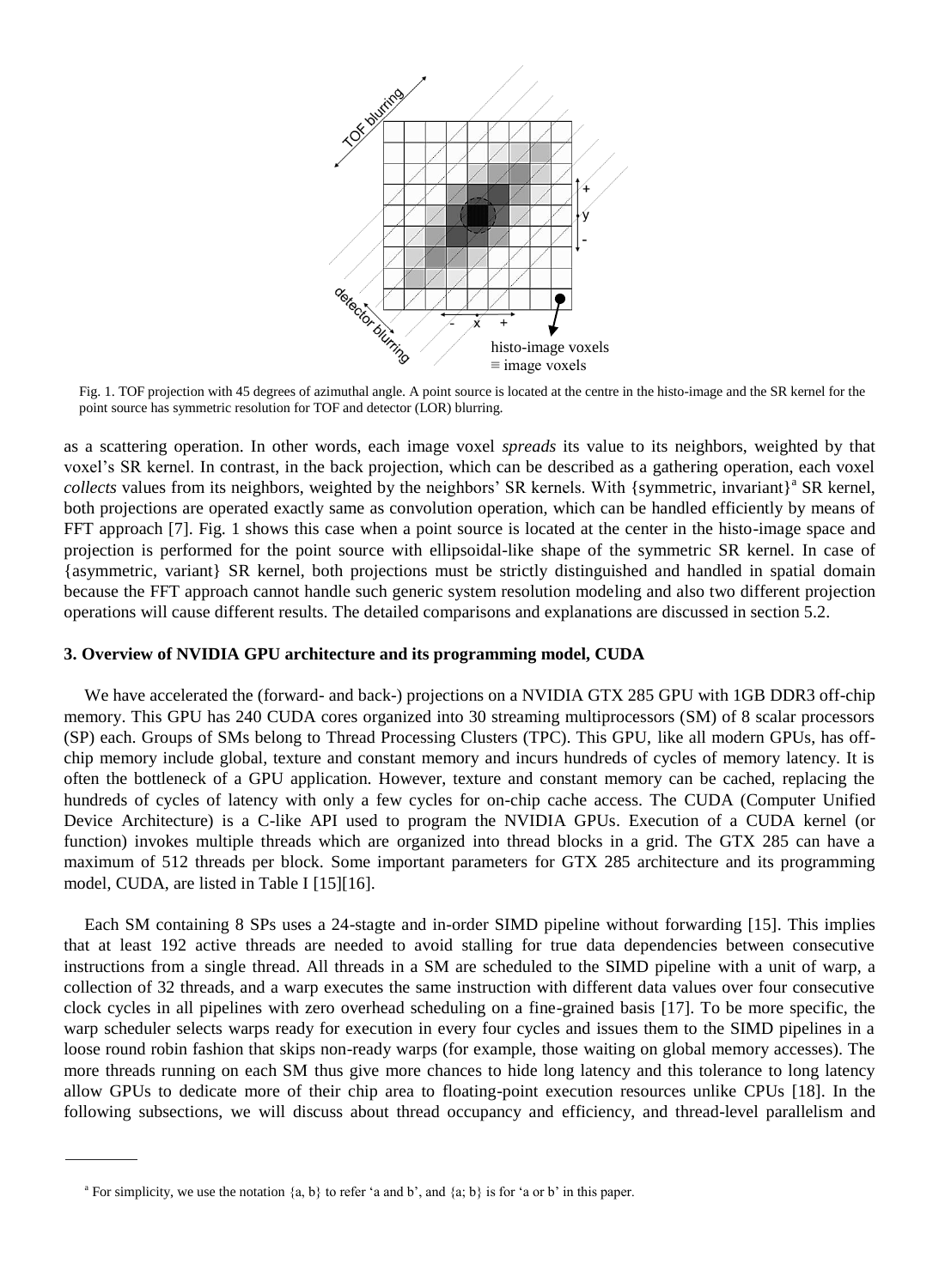Fig. 1. TOF projection with 45 degrees of azimuthal angle. A point source is located at the centre in the histo-image and the SR kernel for the point source has symmetric resolution for TOF and detector (LOR) blurring.

as a scattering operation. In other words, each image voxel *spreads* its value to its neighbors, weighted by that voxel's SR kernel. In contrast, in the back projection, which can be described as a gathering operation, each voxel *collects* values from its neighbors, weighted by the neighbors' SR kernels. With {symmetric, invariant}[a] SR kernel, both projections are operated exactly same as convolution operation, which can be handled efficiently by means of FFT approach [7]. Fig. 1 shows this case when a point source is located at the center in the histo-image space and projection is performed for the point source with ellipsoidal-like shape of the symmetric SR kernel. In case of {asymmetric, variant} SR kernel, both projections must be strictly distinguished and handled in spatial domain because the FFT approach cannot handle such generic system resolution modeling and also two different projection operations will cause different results. The detailed comparisons and explanations are discussed in section 5.2.

### 3. Overview of NVIDIA GPU architecture and its programming model, CUDA

We have accelerated the (forward- and back-) projections on a NVIDIA GTX 285 GPU with 1GB DDR3 off-chip memory. This GPU has 240 CUDA cores organized into 30 streaming multiprocessors (SM) of 8 scalar processors (SP) each. Groups of SMs belong to Thread Processing Clusters (TPC). This GPU, like all modern GPUs, has off-chip memory include global, texture and constant memory and incurs hundreds of cycles of memory latency. It is often the bottleneck of a GPU application. However, texture and constant memory can be cached, replacing the hundreds of cycles of latency with only a few cycles for on-chip cache access. The CUDA (Computer Unified Device Architecture) is a C-like API used to program the NVIDIA GPUs. Execution of a CUDA kernel (or function) invokes multiple threads which are organized into thread blocks in a grid. The GTX 285 can have a maximum of 512 threads per block. Some important parameters for GTX 285 architecture and its programming model, CUDA, are listed in Table I [15][16].

Each SM containing 8 SPs uses a 24-stagte and in-order SIMD pipeline without forwarding [15]. This implies that at least 192 active threads are needed to avoid stalling for true data dependencies between consecutive instructions from a single thread. All threads in a SM are scheduled to the SIMD pipeline with a unit of warp, a collection of 32 threads, and a warp executes the same instruction with different data values over four consecutive clock cycles in all pipelines with zero overhead scheduling on a fine-grained basis [17]. To be more specific, the warp scheduler selects warps ready for execution in every four cycles and issues them to the SIMD pipelines in a loose round robin fashion that skips non-ready warps (for example, those waiting on global memory accesses). The more threads running on each SM thus give more chances to hide long latency and this tolerance to long latency allow GPUs to dedicate more of their chip area to floating-point execution resources unlike CPUs [18]. In the following subsections, we will discuss about thread occupancy and efficiency, and thread-level parallelism and

---

[a] For simplicity, we use the notation {a, b} to refer 'a and b', and {a; b} is for 'a or b' in this paper.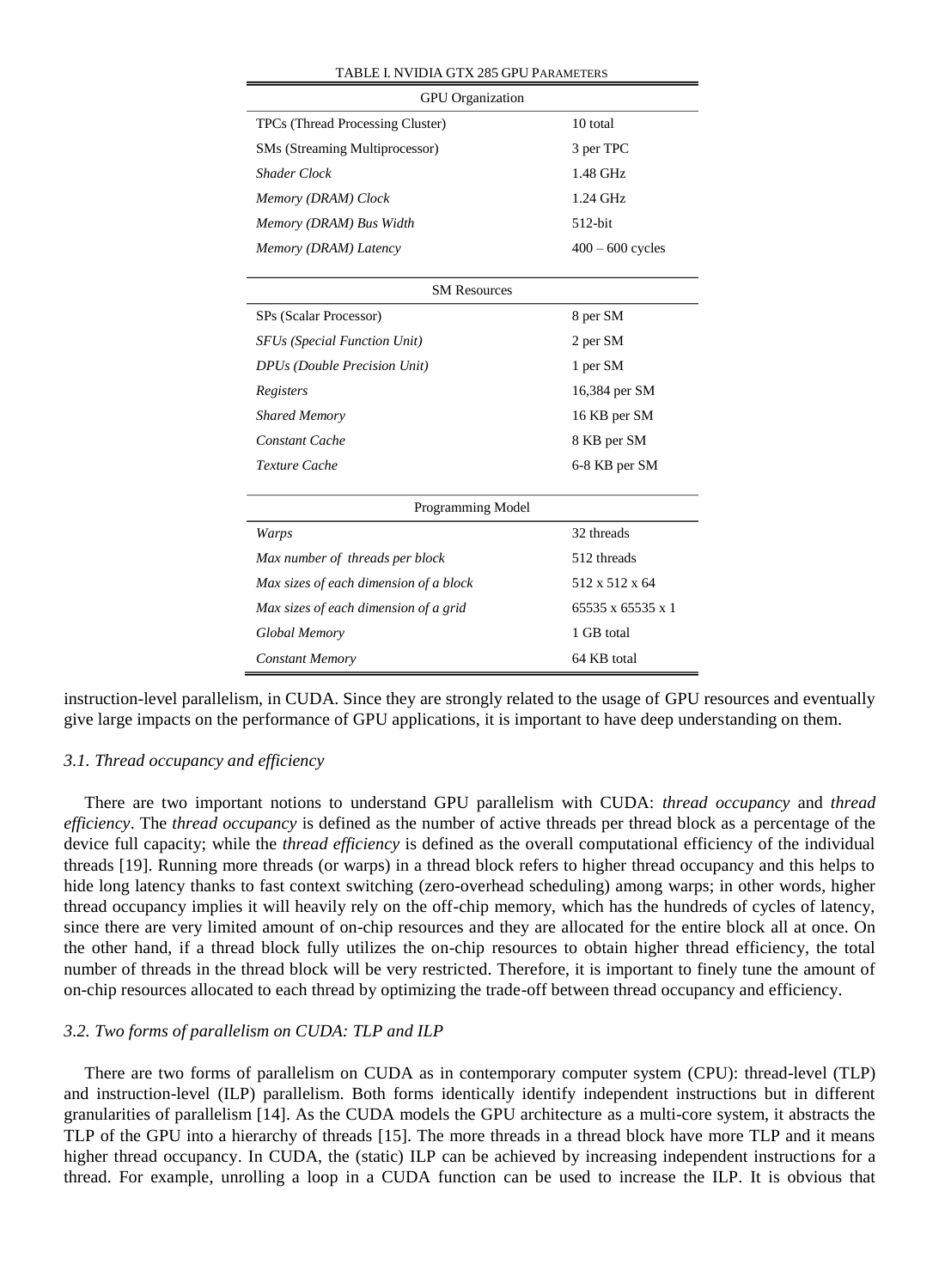TABLE I. NVIDIA GTX 285 GPU PARAMETERS

| GPU Organization | |
|---|---|
| TPCs (Thread Processing Cluster) | 10 total |
| SMs (Streaming Multiprocessor) | 3 per TPC |
| *Shader Clock* | 1.48 GHz |
| *Memory (DRAM) Clock* | 1.24 GHz |
| *Memory (DRAM) Bus Width* | 512-bit |
| *Memory (DRAM) Latency* | 400 – 600 cycles |
| **SM Resources** | |
| SPs (Scalar Processor) | 8 per SM |
| *SFUs (Special Function Unit)* | 2 per SM |
| *DPUs (Double Precision Unit)* | 1 per SM |
| *Registers* | 16,384 per SM |
| *Shared Memory* | 16 KB per SM |
| *Constant Cache* | 8 KB per SM |
| *Texture Cache* | 6-8 KB per SM |
| **Programming Model** | |
| *Warps* | 32 threads |
| *Max number of threads per block* | 512 threads |
| *Max sizes of each dimension of a block* | 512 x 512 x 64 |
| *Max sizes of each dimension of a grid* | 65535 x 65535 x 1 |
| *Global Memory* | 1 GB total |
| *Constant Memory* | 64 KB total |

instruction-level parallelism, in CUDA. Since they are strongly related to the usage of GPU resources and eventually give large impacts on the performance of GPU applications, it is important to have deep understanding on them.

### *3.1. Thread occupancy and efficiency*

There are two important notions to understand GPU parallelism with CUDA: *thread occupancy* and *thread efficiency*. The *thread occupancy* is defined as the number of active threads per thread block as a percentage of the device full capacity; while the *thread efficiency* is defined as the overall computational efficiency of the individual threads [19]. Running more threads (or warps) in a thread block refers to higher thread occupancy and this helps to hide long latency thanks to fast context switching (zero-overhead scheduling) among warps; in other words, higher thread occupancy implies it will heavily rely on the off-chip memory, which has the hundreds of cycles of latency, since there are very limited amount of on-chip resources and they are allocated for the entire block all at once. On the other hand, if a thread block fully utilizes the on-chip resources to obtain higher thread efficiency, the total number of threads in the thread block will be very restricted. Therefore, it is important to finely tune the amount of on-chip resources allocated to each thread by optimizing the trade-off between thread occupancy and efficiency.

### *3.2. Two forms of parallelism on CUDA: TLP and ILP*

There are two forms of parallelism on CUDA as in contemporary computer system (CPU): thread-level (TLP) and instruction-level (ILP) parallelism. Both forms identically identify independent instructions but in different granularities of parallelism [14]. As the CUDA models the GPU architecture as a multi-core system, it abstracts the TLP of the GPU into a hierarchy of threads [15]. The more threads in a thread block have more TLP and it means higher thread occupancy. In CUDA, the (static) ILP can be achieved by increasing independent instructions for a thread. For example, unrolling a loop in a CUDA function can be used to increase the ILP. It is obvious that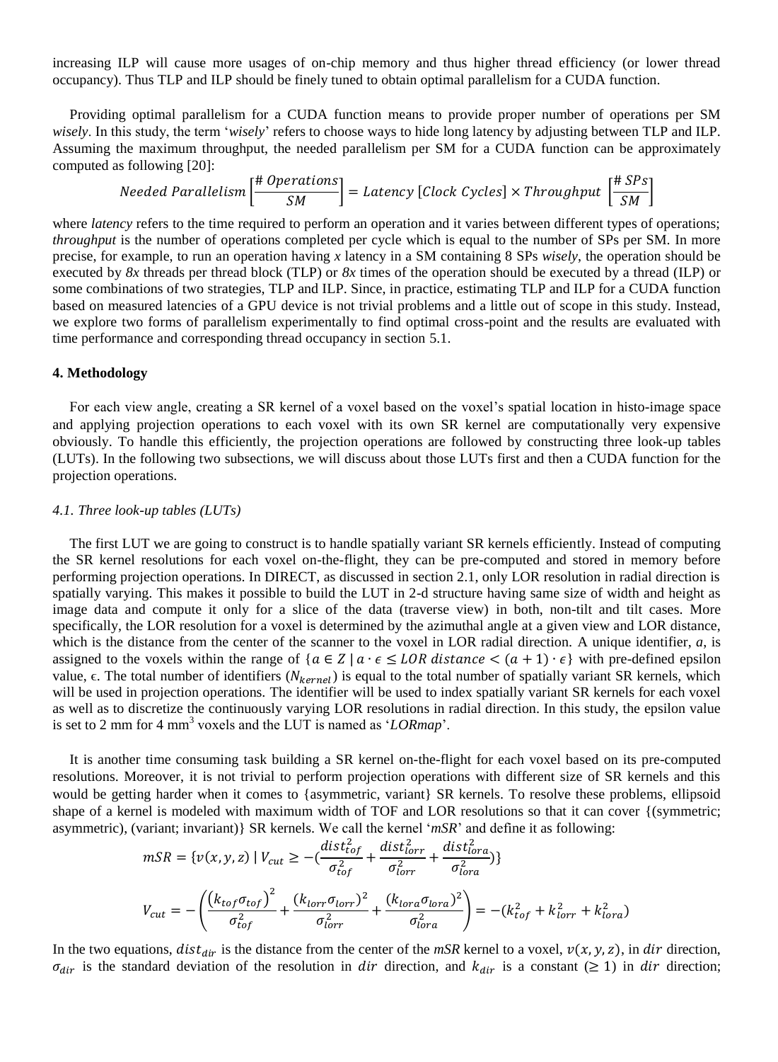increasing ILP will cause more usages of on-chip memory and thus higher thread efficiency (or lower thread occupancy). Thus TLP and ILP should be finely tuned to obtain optimal parallelism for a CUDA function.

Providing optimal parallelism for a CUDA function means to provide proper number of operations per SM *wisely*. In this study, the term '*wisely*' refers to choose ways to hide long latency by adjusting between TLP and ILP. Assuming the maximum throughput, the needed parallelism per SM for a CUDA function can be approximately computed as following [20]:

$$Needed\ Parallelism \left[\frac{\#\ Operations}{SM}\right] = Latency\ [Clock\ Cycles] \times Throughput\ \left[\frac{\#\ SPs}{SM}\right]$$

where *latency* refers to the time required to perform an operation and it varies between different types of operations; *throughput* is the number of operations completed per cycle which is equal to the number of SPs per SM. In more precise, for example, to run an operation having *x* latency in a SM containing 8 SPs *wisely*, the operation should be executed by *8x* threads per thread block (TLP) or *8x* times of the operation should be executed by a thread (ILP) or some combinations of two strategies, TLP and ILP. Since, in practice, estimating TLP and ILP for a CUDA function based on measured latencies of a GPU device is not trivial problems and a little out of scope in this study. Instead, we explore two forms of parallelism experimentally to find optimal cross-point and the results are evaluated with time performance and corresponding thread occupancy in section 5.1.

## 4. Methodology

For each view angle, creating a SR kernel of a voxel based on the voxel's spatial location in histo-image space and applying projection operations to each voxel with its own SR kernel are computationally very expensive obviously. To handle this efficiently, the projection operations are followed by constructing three look-up tables (LUTs). In the following two subsections, we will discuss about those LUTs first and then a CUDA function for the projection operations.

### *4.1. Three look-up tables (LUTs)*

The first LUT we are going to construct is to handle spatially variant SR kernels efficiently. Instead of computing the SR kernel resolutions for each voxel on-the-flight, they can be pre-computed and stored in memory before performing projection operations. In DIRECT, as discussed in section 2.1, only LOR resolution in radial direction is spatially varying. This makes it possible to build the LUT in 2-d structure having same size of width and height as image data and compute it only for a slice of the data (traverse view) in both, non-tilt and tilt cases. More specifically, the LOR resolution for a voxel is determined by the azimuthal angle at a given view and LOR distance, which is the distance from the center of the scanner to the voxel in LOR radial direction. A unique identifier, $a$, is assigned to the voxels within the range of $\{a \in Z \mid a \cdot \epsilon \leq LOR\ distance < (a+1) \cdot \epsilon\}$ with pre-defined epsilon value, $\epsilon$. The total number of identifiers ($N_{kernel}$) is equal to the total number of spatially variant SR kernels, which will be used in projection operations. The identifier will be used to index spatially variant SR kernels for each voxel as well as to discretize the continuously varying LOR resolutions in radial direction. In this study, the epsilon value is set to 2 mm for 4 mm$^3$ voxels and the LUT is named as '*LORmap*'.

It is another time consuming task building a SR kernel on-the-flight for each voxel based on its pre-computed resolutions. Moreover, it is not trivial to perform projection operations with different size of SR kernels and this would be getting harder when it comes to {asymmetric, variant} SR kernels. To resolve these problems, ellipsoid shape of a kernel is modeled with maximum width of TOF and LOR resolutions so that it can cover {(symmetric; asymmetric), (variant; invariant)} SR kernels. We call the kernel '*mSR*' and define it as following:

$$mSR = \{v(x,y,z) \mid V_{cut} \geq -(\frac{dist_{tof}^2}{\sigma_{tof}^2} + \frac{dist_{lorr}^2}{\sigma_{lorr}^2} + \frac{dist_{lora}^2}{\sigma_{lora}^2})\}$$

$$V_{cut} = -\left(\frac{(k_{tof}\sigma_{tof})^2}{\sigma_{tof}^2} + \frac{(k_{lorr}\sigma_{lorr})^2}{\sigma_{lorr}^2} + \frac{(k_{lora}\sigma_{lora})^2}{\sigma_{lora}^2}\right) = -(k_{tof}^2 + k_{lorr}^2 + k_{lora}^2)$$

In the two equations, $dist_{dir}$ is the distance from the center of the *mSR* kernel to a voxel, $v(x,y,z)$, in $dir$ direction, $\sigma_{dir}$ is the standard deviation of the resolution in $dir$ direction, and $k_{dir}$ is a constant ($\geq 1$) in $dir$ direction;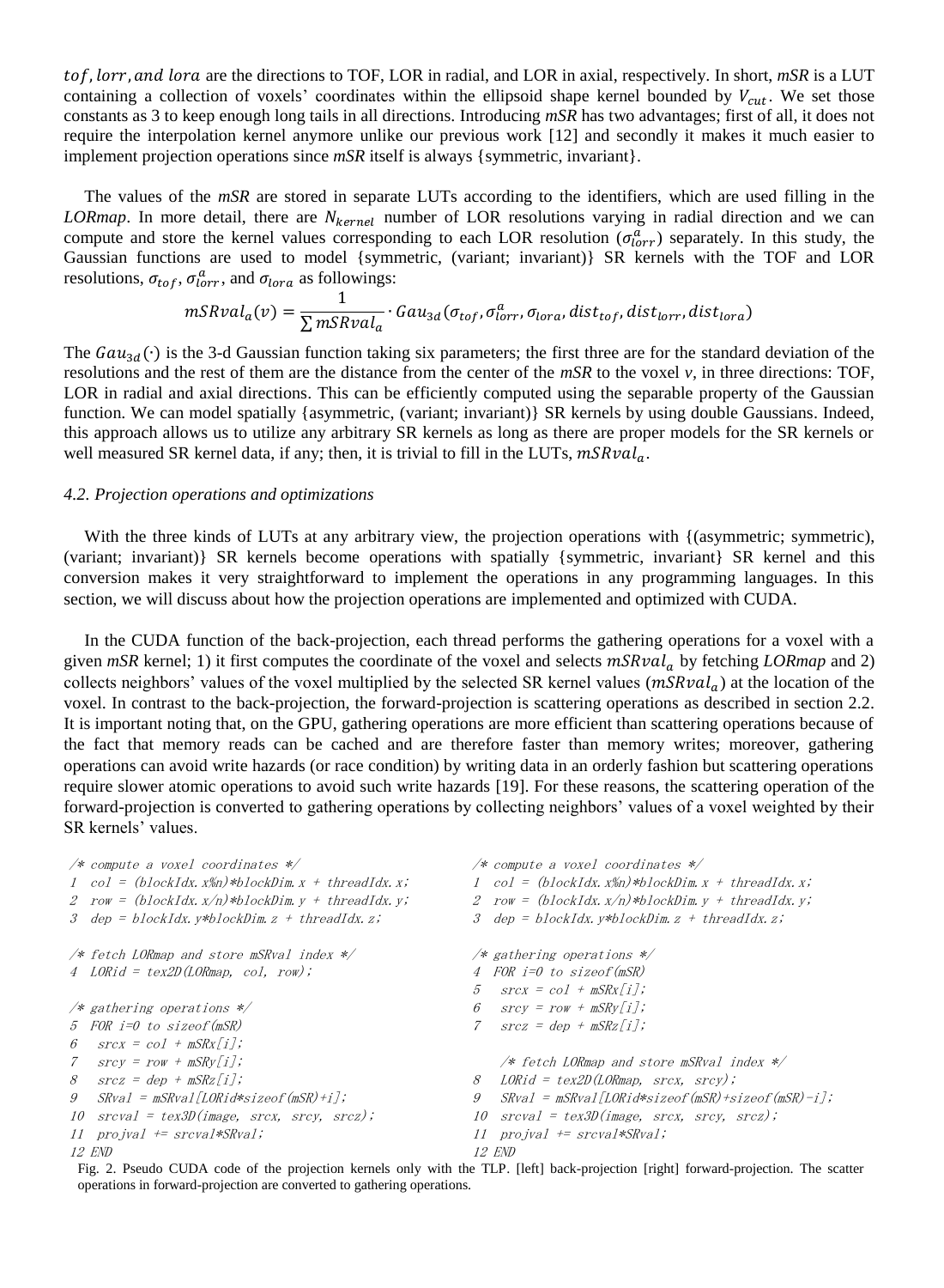$tof, lorr, and\ lora$ are the directions to TOF, LOR in radial, and LOR in axial, respectively. In short, *mSR* is a LUT containing a collection of voxels' coordinates within the ellipsoid shape kernel bounded by $V_{cut}$. We set those constants as 3 to keep enough long tails in all directions. Introducing *mSR* has two advantages; first of all, it does not require the interpolation kernel anymore unlike our previous work [12] and secondly it makes it much easier to implement projection operations since *mSR* itself is always {symmetric, invariant}.

The values of the *mSR* are stored in separate LUTs according to the identifiers, which are used filling in the *LORmap*. In more detail, there are $N_{kernel}$ number of LOR resolutions varying in radial direction and we can compute and store the kernel values corresponding to each LOR resolution ($\sigma_{lorr}^{a}$) separately. In this study, the Gaussian functions are used to model {symmetric, (variant; invariant)} SR kernels with the TOF and LOR resolutions, $\sigma_{tof}$, $\sigma_{lorr}^{a}$, and $\sigma_{lora}$ as followings:

$$mSRval_a(v) = \frac{1}{\sum mSRval_a} \cdot Gau_{3d}(\sigma_{tof}, \sigma_{lorr}^{a}, \sigma_{lora}, dist_{tof}, dist_{lorr}, dist_{lora})$$

The $Gau_{3d}(\cdot)$ is the 3-d Gaussian function taking six parameters; the first three are for the standard deviation of the resolutions and the rest of them are the distance from the center of the *mSR* to the voxel *v*, in three directions: TOF, LOR in radial and axial directions. This can be efficiently computed using the separable property of the Gaussian function. We can model spatially {asymmetric, (variant; invariant)} SR kernels by using double Gaussians. Indeed, this approach allows us to utilize any arbitrary SR kernels as long as there are proper models for the SR kernels or well measured SR kernel data, if any; then, it is trivial to fill in the LUTs, $mSRval_a$.

### *4.2. Projection operations and optimizations*

With the three kinds of LUTs at any arbitrary view, the projection operations with {(asymmetric; symmetric), (variant; invariant)} SR kernels become operations with spatially {symmetric, invariant} SR kernel and this conversion makes it very straightforward to implement the operations in any programming languages. In this section, we will discuss about how the projection operations are implemented and optimized with CUDA.

In the CUDA function of the back-projection, each thread performs the gathering operations for a voxel with a given *mSR* kernel; 1) it first computes the coordinate of the voxel and selects $mSRval_a$ by fetching *LORmap* and 2) collects neighbors' values of the voxel multiplied by the selected SR kernel values ($mSRval_a$) at the location of the voxel. In contrast to the back-projection, the forward-projection is scattering operations as described in section 2.2. It is important noting that, on the GPU, gathering operations are more efficient than scattering operations because of the fact that memory reads can be cached and are therefore faster than memory writes; moreover, gathering operations can avoid write hazards (or race condition) by writing data in an orderly fashion but scattering operations require slower atomic operations to avoid such write hazards [19]. For these reasons, the scattering operation of the forward-projection is converted to gathering operations by collecting neighbors' values of a voxel weighted by their SR kernels' values.

```
/* compute a voxel coordinates */
1  col = (blockIdx.x%n)*blockDim.x + threadIdx.x;
2  row = (blockIdx.x/n)*blockDim.y + threadIdx.y;
3  dep = blockIdx.y*blockDim.z + threadIdx.z;

/* fetch LORmap and store mSRval index */
4  LORid = tex2D(LORmap, col, row);

/* gathering operations */
5  FOR i=0 to sizeof(mSR)
6    srcx = col + mSRx[i];
7    srcy = row + mSRy[i];
8    srcz = dep + mSRz[i];
9    SRval = mSRval[LORid*sizeof(mSR)+i];
10   srcval = tex3D(image, srcx, srcy, srcz);
11   projval += srcval*SRval;
12 END
```

```
/* compute a voxel coordinates */
1  col = (blockIdx.x%n)*blockDim.x + threadIdx.x;
2  row = (blockIdx.x/n)*blockDim.y + threadIdx.y;
3  dep = blockIdx.y*blockDim.z + threadIdx.z;

/* gathering operations */
4  FOR i=0 to sizeof(mSR)
5    srcx = col + mSRx[i];
6    srcy = row + mSRy[i];
7    srcz = dep + mSRz[i];

     /* fetch LORmap and store mSRval index */
8    LORid = tex2D(LORmap, srcx, srcy);
9    SRval = mSRval[LORid*sizeof(mSR)+sizeof(mSR)-i];
10   srcval = tex3D(image, srcx, srcy, srcz);
11   projval += srcval*SRval;
12 END
```

Fig. 2. Pseudo CUDA code of the projection kernels only with the TLP. [left] back-projection [right] forward-projection. The scatter operations in forward-projection are converted to gathering operations.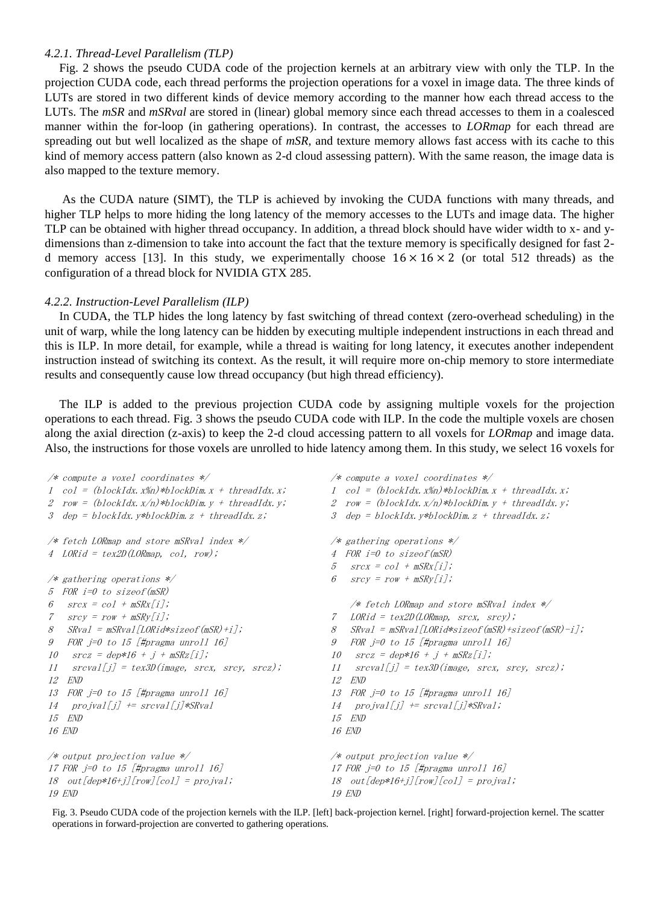#### 4.2.1. Thread-Level Parallelism (TLP)

Fig. 2 shows the pseudo CUDA code of the projection kernels at an arbitrary view with only the TLP. In the projection CUDA code, each thread performs the projection operations for a voxel in image data. The three kinds of LUTs are stored in two different kinds of device memory according to the manner how each thread access to the LUTs. The *mSR* and *mSRval* are stored in (linear) global memory since each thread accesses to them in a coalesced manner within the for-loop (in gathering operations). In contrast, the accesses to *LORmap* for each thread are spreading out but well localized as the shape of *mSR*, and texture memory allows fast access with its cache to this kind of memory access pattern (also known as 2-d cloud assessing pattern). With the same reason, the image data is also mapped to the texture memory.

As the CUDA nature (SIMT), the TLP is achieved by invoking the CUDA functions with many threads, and higher TLP helps to more hiding the long latency of the memory accesses to the LUTs and image data. The higher TLP can be obtained with higher thread occupancy. In addition, a thread block should have wider width to x- and y-dimensions than z-dimension to take into account the fact that the texture memory is specifically designed for fast 2-d memory access [13]. In this study, we experimentally choose $16 \times 16 \times 2$ (or total 512 threads) as the configuration of a thread block for NVIDIA GTX 285.

#### 4.2.2. Instruction-Level Parallelism (ILP)

In CUDA, the TLP hides the long latency by fast switching of thread context (zero-overhead scheduling) in the unit of warp, while the long latency can be hidden by executing multiple independent instructions in each thread and this is ILP. In more detail, for example, while a thread is waiting for long latency, it executes another independent instruction instead of switching its context. As the result, it will require more on-chip memory to store intermediate results and consequently cause low thread occupancy (but high thread efficiency).

The ILP is added to the previous projection CUDA code by assigning multiple voxels for the projection operations to each thread. Fig. 3 shows the pseudo CUDA code with ILP. In the code the multiple voxels are chosen along the axial direction (z-axis) to keep the 2-d cloud accessing pattern to all voxels for *LORmap* and image data. Also, the instructions for those voxels are unrolled to hide latency among them. In this study, we select 16 voxels for

```
/* compute a voxel coordinates */
1  col = (blockIdx.x%n)*blockDim.x + threadIdx.x;
2  row = (blockIdx.x/n)*blockDim.y + threadIdx.y;
3  dep = blockIdx.y*blockDim.z + threadIdx.z;

/* fetch LORmap and store mSRval index */
4  LORid = tex2D(LORmap, col, row);

/* gathering operations */
5  FOR i=0 to sizeof(mSR)
6    srcx = col + mSRx[i];
7    srcy = row + mSRy[i];
8    SRval = mSRval[LORid*sizeof(mSR)+i];
9    FOR j=0 to 15 [#pragma unroll 16]
10     srcz = dep*16 + j + mSRz[i];
11     srcval[j] = tex3D(image, srcx, srcy, srcz);
12   END
13   FOR j=0 to 15 [#pragma unroll 16]
14     projval[j] += srcval[j]*SRval
15   END
16 END

/* output projection value */
17 FOR j=0 to 15 [#pragma unroll 16]
18   out[dep*16+j][row][col] = projval;
19 END
```

```
/* compute a voxel coordinates */
1  col = (blockIdx.x%n)*blockDim.x + threadIdx.x;
2  row = (blockIdx.x/n)*blockDim.y + threadIdx.y;
3  dep = blockIdx.y*blockDim.z + threadIdx.z;

/* gathering operations */
4  FOR i=0 to sizeof(mSR)
5    srcx = col + mSRx[i];
6    srcy = row + mSRy[i];

     /* fetch LORmap and store mSRval index */
7    LORid = tex2D(LORmap, srcx, srcy);
8    SRval = mSRval[LORid*sizeof(mSR)+sizeof(mSR)-i];
9    FOR j=0 to 15 [#pragma unroll 16]
10     srcz = dep*16 + j + mSRz[i];
11     srcval[j] = tex3D(image, srcx, srcy, srcz);
12   END
13   FOR j=0 to 15 [#pragma unroll 16]
14     projval[j] += srcval[j]*SRval;
15   END
16 END

/* output projection value */
17 FOR j=0 to 15 [#pragma unroll 16]
18   out[dep*16+j][row][col] = projval;
19 END
```

Fig. 3. Pseudo CUDA code of the projection kernels with the ILP. [left] back-projection kernel. [right] forward-projection kernel. The scatter operations in forward-projection are converted to gathering operations.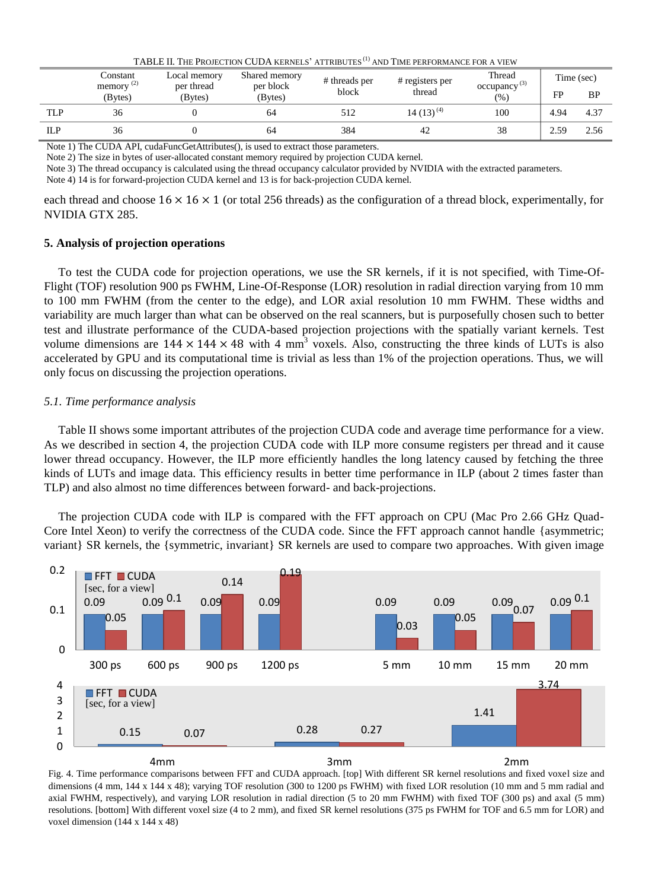TABLE II. THE PROJECTION CUDA KERNELS' ATTRIBUTES [(1)] AND TIME PERFORMANCE FOR A VIEW

| | Constant memory [(2)] (Bytes) | Local memory per thread (Bytes) | Shared memory per block (Bytes) | # threads per block | # registers per thread | Thread occupancy [(3)] (%) | Time (sec) | |
|---|---|---|---|---|---|---|---|---|
| | | | | | | | FP | BP |
| TLP | 36 | 0 | 64 | 512 | 14 (13) [(4)] | 100 | 4.94 | 4.37 |
| ILP | 36 | 0 | 64 | 384 | 42 | 38 | 2.59 | 2.56 |

Note 1) The CUDA API, cudaFuncGetAttributes(), is used to extract those parameters.
Note 2) The size in bytes of user-allocated constant memory required by projection CUDA kernel.
Note 3) The thread occupancy is calculated using the thread occupancy calculator provided by NVIDIA with the extracted parameters.
Note 4) 14 is for forward-projection CUDA kernel and 13 is for back-projection CUDA kernel.

each thread and choose $16 \times 16 \times 1$ (or total 256 threads) as the configuration of a thread block, experimentally, for NVIDIA GTX 285.

**5. Analysis of projection operations**

To test the CUDA code for projection operations, we use the SR kernels, if it is not specified, with Time-Of-Flight (TOF) resolution 900 ps FWHM, Line-Of-Response (LOR) resolution in radial direction varying from 10 mm to 100 mm FWHM (from the center to the edge), and LOR axial resolution 10 mm FWHM. These widths and variability are much larger than what can be observed on the real scanners, but is purposefully chosen such to better test and illustrate performance of the CUDA-based projection projections with the spatially variant kernels. Test volume dimensions are $144 \times 144 \times 48$ with 4 mm$^3$ voxels. Also, constructing the three kinds of LUTs is also accelerated by GPU and its computational time is trivial as less than 1% of the projection operations. Thus, we will only focus on discussing the projection operations.

*5.1. Time performance analysis*

Table II shows some important attributes of the projection CUDA code and average time performance for a view. As we described in section 4, the projection CUDA code with ILP more consume registers per thread and it cause lower thread occupancy. However, the ILP more efficiently handles the long latency caused by fetching the three kinds of LUTs and image data. This efficiency results in better time performance in ILP (about 2 times faster than TLP) and also almost no time differences between forward- and back-projections.

The projection CUDA code with ILP is compared with the FFT approach on CPU (Mac Pro 2.66 GHz Quad-Core Intel Xeon) to verify the correctness of the CUDA code. Since the FFT approach cannot handle {asymmetric; variant} SR kernels, the {symmetric, invariant} SR kernels are used to compare two approaches. With given image

Fig. 4. Time performance comparisons between FFT and CUDA approach. [top] With different SR kernel resolutions and fixed voxel size and dimensions (4 mm, 144 x 144 x 48); varying TOF resolution (300 to 1200 ps FWHM) with fixed LOR resolution (10 mm and 5 mm radial and axial FWHM, respectively), and varying LOR resolution in radial direction (5 to 20 mm FWHM) with fixed TOF (300 ps) and axal (5 mm) resolutions. [bottom] With different voxel size (4 to 2 mm), and fixed SR kernel resolutions (375 ps FWHM for TOF and 6.5 mm for LOR) and voxel dimension (144 x 144 x 48)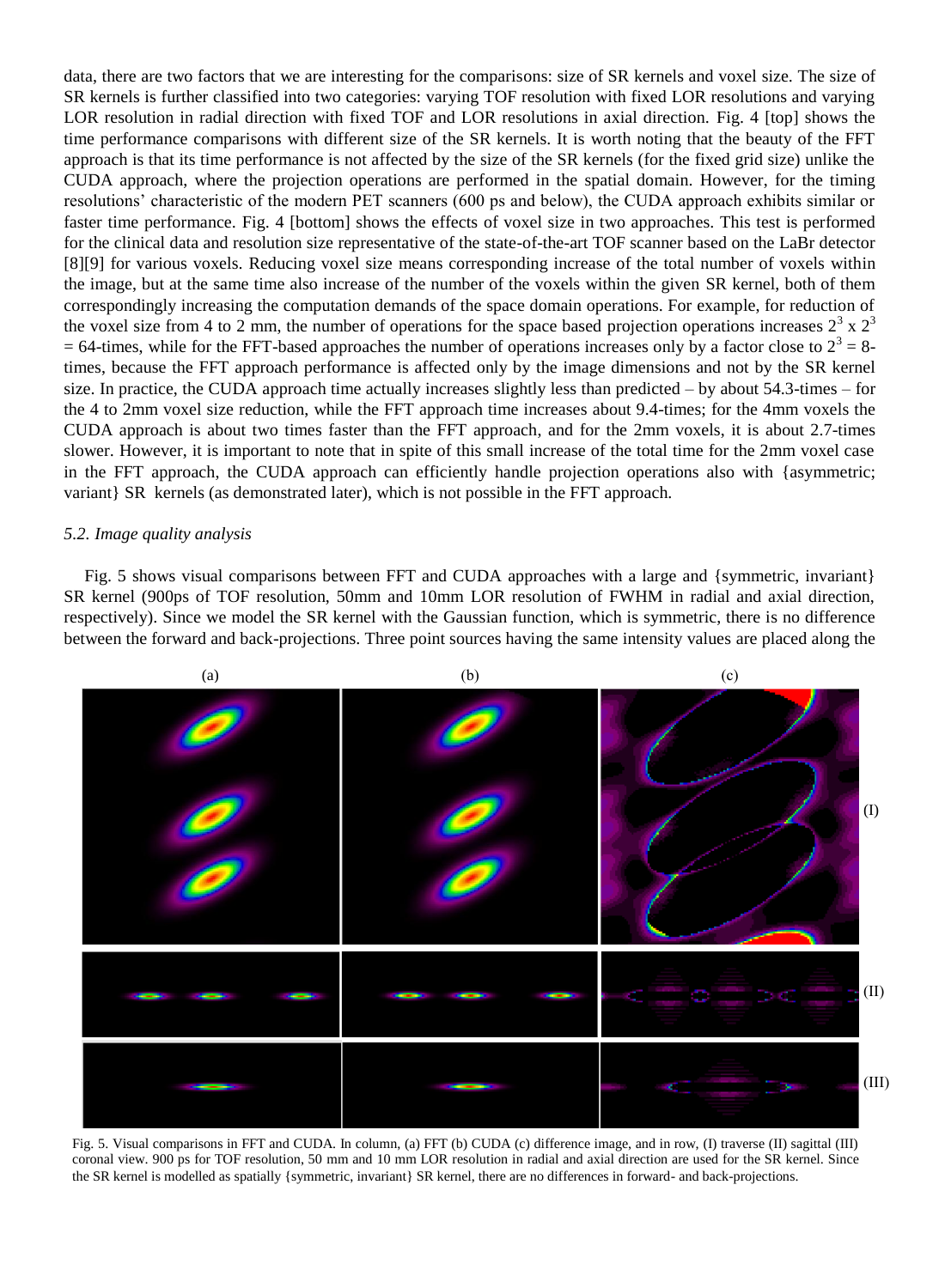data, there are two factors that we are interesting for the comparisons: size of SR kernels and voxel size. The size of SR kernels is further classified into two categories: varying TOF resolution with fixed LOR resolutions and varying LOR resolution in radial direction with fixed TOF and LOR resolutions in axial direction. Fig. 4 [top] shows the time performance comparisons with different size of the SR kernels. It is worth noting that the beauty of the FFT approach is that its time performance is not affected by the size of the SR kernels (for the fixed grid size) unlike the CUDA approach, where the projection operations are performed in the spatial domain. However, for the timing resolutions' characteristic of the modern PET scanners (600 ps and below), the CUDA approach exhibits similar or faster time performance. Fig. 4 [bottom] shows the effects of voxel size in two approaches. This test is performed for the clinical data and resolution size representative of the state-of-the-art TOF scanner based on the LaBr detector [8][9] for various voxels. Reducing voxel size means corresponding increase of the total number of voxels within the image, but at the same time also increase of the number of the voxels within the given SR kernel, both of them correspondingly increasing the computation demands of the space domain operations. For example, for reduction of the voxel size from 4 to 2 mm, the number of operations for the space based projection operations increases $2^3 \times 2^3 = 64$-times, while for the FFT-based approaches the number of operations increases only by a factor close to $2^3 = 8$-times, because the FFT approach performance is affected only by the image dimensions and not by the SR kernel size. In practice, the CUDA approach time actually increases slightly less than predicted – by about 54.3-times – for the 4 to 2mm voxel size reduction, while the FFT approach time increases about 9.4-times; for the 4mm voxels the CUDA approach is about two times faster than the FFT approach, and for the 2mm voxels, it is about 2.7-times slower. However, it is important to note that in spite of this small increase of the total time for the 2mm voxel case in the FFT approach, the CUDA approach can efficiently handle projection operations also with {asymmetric; variant} SR kernels (as demonstrated later), which is not possible in the FFT approach.

### *5.2. Image quality analysis*

Fig. 5 shows visual comparisons between FFT and CUDA approaches with a large and {symmetric, invariant} SR kernel (900ps of TOF resolution, 50mm and 10mm LOR resolution of FWHM in radial and axial direction, respectively). Since we model the SR kernel with the Gaussian function, which is symmetric, there is no difference between the forward and back-projections. Three point sources having the same intensity values are placed along the

Fig. 5. Visual comparisons in FFT and CUDA. In column, (a) FFT (b) CUDA (c) difference image, and in row, (I) traverse (II) sagittal (III) coronal view. 900 ps for TOF resolution, 50 mm and 10 mm LOR resolution in radial and axial direction are used for the SR kernel. Since the SR kernel is modelled as spatially {symmetric, invariant} SR kernel, there are no differences in forward- and back-projections.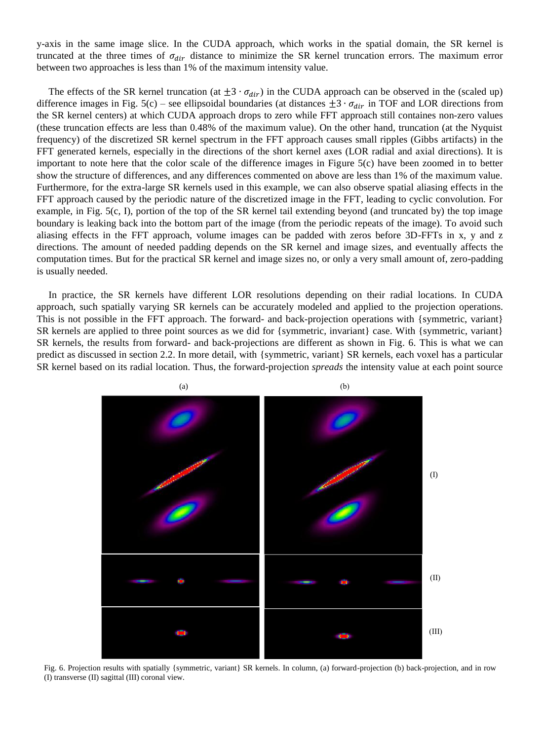y-axis in the same image slice. In the CUDA approach, which works in the spatial domain, the SR kernel is truncated at the three times of $\sigma_{dir}$ distance to minimize the SR kernel truncation errors. The maximum error between two approaches is less than 1% of the maximum intensity value.

The effects of the SR kernel truncation (at $\pm 3 \cdot \sigma_{dir}$) in the CUDA approach can be observed in the (scaled up) difference images in Fig. 5(c) – see ellipsoidal boundaries (at distances $\pm 3 \cdot \sigma_{dir}$ in TOF and LOR directions from the SR kernel centers) at which CUDA approach drops to zero while FFT approach still containes non-zero values (these truncation effects are less than 0.48% of the maximum value). On the other hand, truncation (at the Nyquist frequency) of the discretized SR kernel spectrum in the FFT approach causes small ripples (Gibbs artifacts) in the FFT generated kernels, especially in the directions of the short kernel axes (LOR radial and axial directions). It is important to note here that the color scale of the difference images in Figure 5(c) have been zoomed in to better show the structure of differences, and any differences commented on above are less than 1% of the maximum value. Furthermore, for the extra-large SR kernels used in this example, we can also observe spatial aliasing effects in the FFT approach caused by the periodic nature of the discretized image in the FFT, leading to cyclic convolution. For example, in Fig. 5(c, I), portion of the top of the SR kernel tail extending beyond (and truncated by) the top image boundary is leaking back into the bottom part of the image (from the periodic repeats of the image). To avoid such aliasing effects in the FFT approach, volume images can be padded with zeros before 3D-FFTs in x, y and z directions. The amount of needed padding depends on the SR kernel and image sizes, and eventually affects the computation times. But for the practical SR kernel and image sizes no, or only a very small amount of, zero-padding is usually needed.

In practice, the SR kernels have different LOR resolutions depending on their radial locations. In CUDA approach, such spatially varying SR kernels can be accurately modeled and applied to the projection operations. This is not possible in the FFT approach. The forward- and back-projection operations with {symmetric, variant} SR kernels are applied to three point sources as we did for {symmetric, invariant} case. With {symmetric, variant} SR kernels, the results from forward- and back-projections are different as shown in Fig. 6. This is what we can predict as discussed in section 2.2. In more detail, with {symmetric, variant} SR kernels, each voxel has a particular SR kernel based on its radial location. Thus, the forward-projection *spreads* the intensity value at each point source

Fig. 6. Projection results with spatially {symmetric, variant} SR kernels. In column, (a) forward-projection (b) back-projection, and in row (I) transverse (II) sagittal (III) coronal view.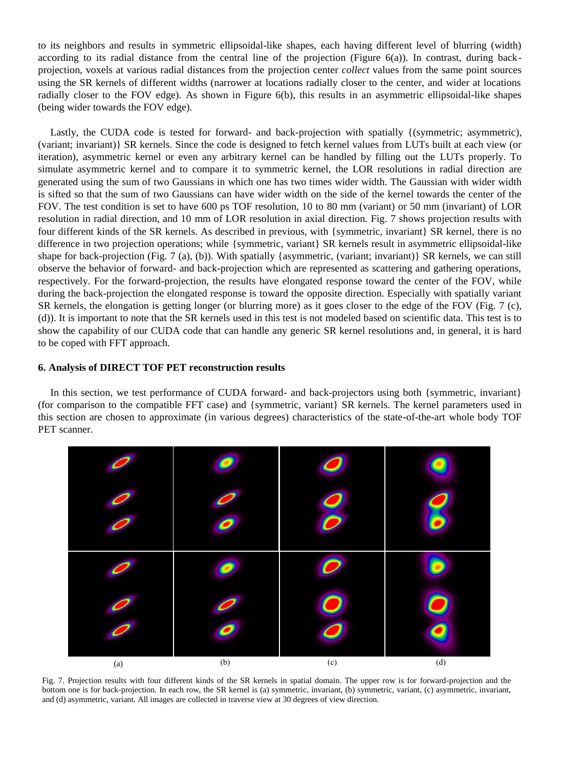to its neighbors and results in symmetric ellipsoidal-like shapes, each having different level of blurring (width) according to its radial distance from the central line of the projection (Figure 6(a)). In contrast, during back-projection, voxels at various radial distances from the projection center *collect* values from the same point sources using the SR kernels of different widths (narrower at locations radially closer to the center, and wider at locations radially closer to the FOV edge). As shown in Figure 6(b), this results in an asymmetric ellipsoidal-like shapes (being wider towards the FOV edge).

Lastly, the CUDA code is tested for forward- and back-projection with spatially {(symmetric; asymmetric), (variant; invariant)} SR kernels. Since the code is designed to fetch kernel values from LUTs built at each view (or iteration), asymmetric kernel or even any arbitrary kernel can be handled by filling out the LUTs properly. To simulate asymmetric kernel and to compare it to symmetric kernel, the LOR resolutions in radial direction are generated using the sum of two Gaussians in which one has two times wider width. The Gaussian with wider width is sifted so that the sum of two Gaussians can have wider width on the side of the kernel towards the center of the FOV. The test condition is set to have 600 ps TOF resolution, 10 to 80 mm (variant) or 50 mm (invariant) of LOR resolution in radial direction, and 10 mm of LOR resolution in axial direction. Fig. 7 shows projection results with four different kinds of the SR kernels. As described in previous, with {symmetric, invariant} SR kernel, there is no difference in two projection operations; while {symmetric, variant} SR kernels result in asymmetric ellipsoidal-like shape for back-projection (Fig. 7 (a), (b)). With spatially {asymmetric, (variant; invariant)} SR kernels, we can still observe the behavior of forward- and back-projection which are represented as scattering and gathering operations, respectively. For the forward-projection, the results have elongated response toward the center of the FOV, while during the back-projection the elongated response is toward the opposite direction. Especially with spatially variant SR kernels, the elongation is getting longer (or blurring more) as it goes closer to the edge of the FOV (Fig. 7 (c), (d)). It is important to note that the SR kernels used in this test is not modeled based on scientific data. This test is to show the capability of our CUDA code that can handle any generic SR kernel resolutions and, in general, it is hard to be coped with FFT approach.

### 6. Analysis of DIRECT TOF PET reconstruction results

In this section, we test performance of CUDA forward- and back-projectors using both {symmetric, invariant} (for comparison to the compatible FFT case) and {symmetric, variant} SR kernels. The kernel parameters used in this section are chosen to approximate (in various degrees) characteristics of the state-of-the-art whole body TOF PET scanner.

(a) (b) (c) (d)

Fig. 7. Projection results with four different kinds of the SR kernels in spatial domain. The upper row is for forward-projection and the bottom one is for back-projection. In each row, the SR kernel is (a) symmetric, invariant, (b) symmetric, variant, (c) asymmetric, invariant, and (d) asymmetric, variant. All images are collected in traverse view at 30 degrees of view direction.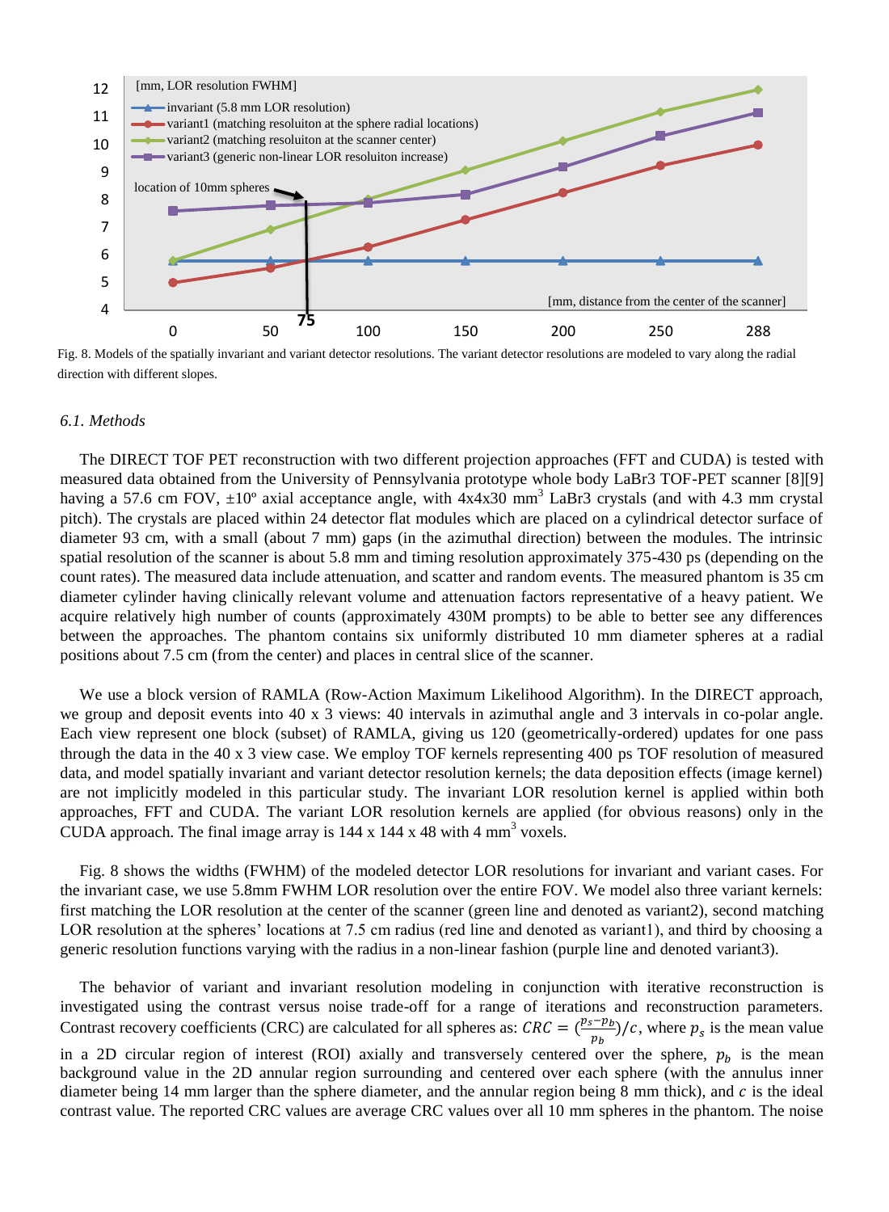Fig. 8. Models of the spatially invariant and variant detector resolutions. The variant detector resolutions are modeled to vary along the radial direction with different slopes.

### 6.1. Methods

The DIRECT TOF PET reconstruction with two different projection approaches (FFT and CUDA) is tested with measured data obtained from the University of Pennsylvania prototype whole body LaBr3 TOF-PET scanner [8][9] having a 57.6 cm FOV, ±10º axial acceptance angle, with 4x4x30 mm$^3$ LaBr3 crystals (and with 4.3 mm crystal pitch). The crystals are placed within 24 detector flat modules which are placed on a cylindrical detector surface of diameter 93 cm, with a small (about 7 mm) gaps (in the azimuthal direction) between the modules. The intrinsic spatial resolution of the scanner is about 5.8 mm and timing resolution approximately 375-430 ps (depending on the count rates). The measured data include attenuation, and scatter and random events. The measured phantom is 35 cm diameter cylinder having clinically relevant volume and attenuation factors representative of a heavy patient. We acquire relatively high number of counts (approximately 430M prompts) to be able to better see any differences between the approaches. The phantom contains six uniformly distributed 10 mm diameter spheres at a radial positions about 7.5 cm (from the center) and places in central slice of the scanner.

We use a block version of RAMLA (Row-Action Maximum Likelihood Algorithm). In the DIRECT approach, we group and deposit events into 40 x 3 views: 40 intervals in azimuthal angle and 3 intervals in co-polar angle. Each view represent one block (subset) of RAMLA, giving us 120 (geometrically-ordered) updates for one pass through the data in the 40 x 3 view case. We employ TOF kernels representing 400 ps TOF resolution of measured data, and model spatially invariant and variant detector resolution kernels; the data deposition effects (image kernel) are not implicitly modeled in this particular study. The invariant LOR resolution kernel is applied within both approaches, FFT and CUDA. The variant LOR resolution kernels are applied (for obvious reasons) only in the CUDA approach. The final image array is 144 x 144 x 48 with 4 mm$^3$ voxels.

Fig. 8 shows the widths (FWHM) of the modeled detector LOR resolutions for invariant and variant cases. For the invariant case, we use 5.8mm FWHM LOR resolution over the entire FOV. We model also three variant kernels: first matching the LOR resolution at the center of the scanner (green line and denoted as variant2), second matching LOR resolution at the spheres' locations at 7.5 cm radius (red line and denoted as variant1), and third by choosing a generic resolution functions varying with the radius in a non-linear fashion (purple line and denoted variant3).

The behavior of variant and invariant resolution modeling in conjunction with iterative reconstruction is investigated using the contrast versus noise trade-off for a range of iterations and reconstruction parameters. Contrast recovery coefficients (CRC) are calculated for all spheres as: $CRC = (\frac{p_s - p_b}{p_b})/c$, where $p_s$ is the mean value in a 2D circular region of interest (ROI) axially and transversely centered over the sphere, $p_b$ is the mean background value in the 2D annular region surrounding and centered over each sphere (with the annulus inner diameter being 14 mm larger than the sphere diameter, and the annular region being 8 mm thick), and $c$ is the ideal contrast value. The reported CRC values are average CRC values over all 10 mm spheres in the phantom. The noise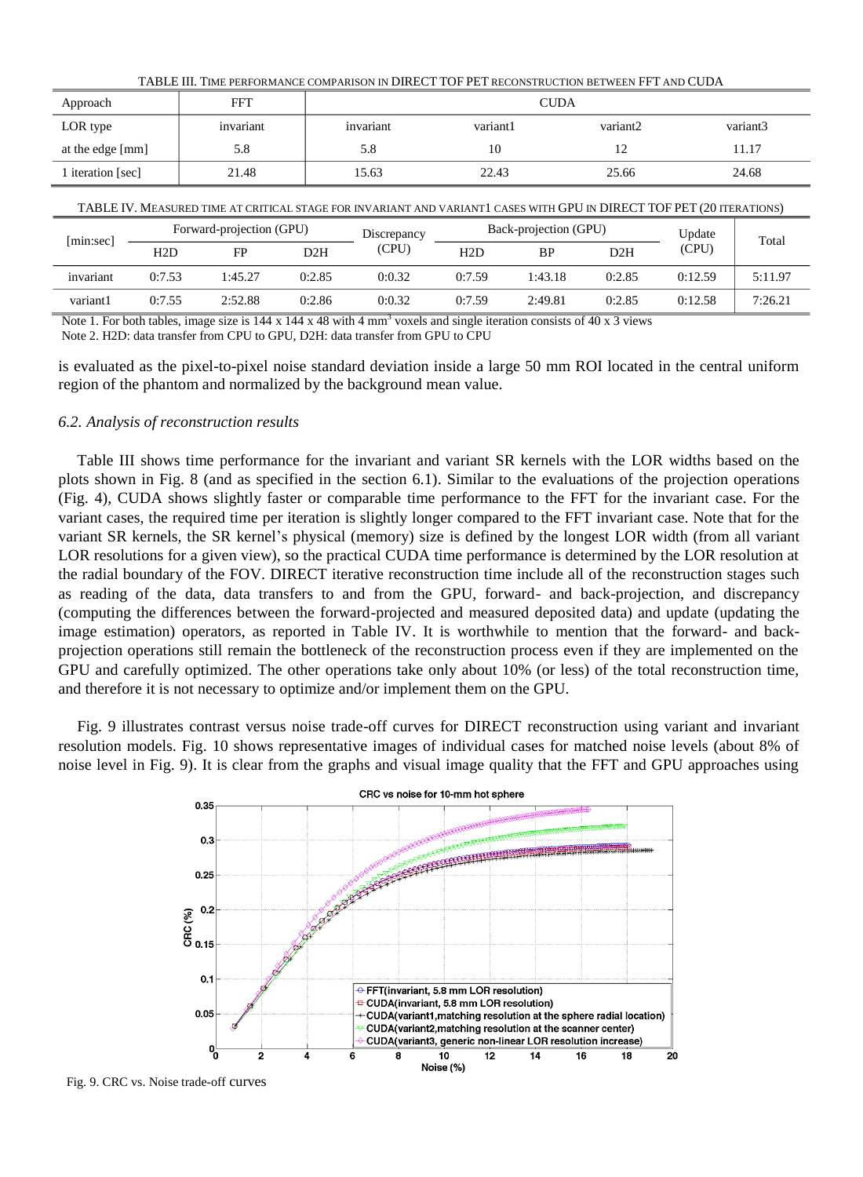TABLE III. TIME PERFORMANCE COMPARISON IN DIRECT TOF PET RECONSTRUCTION BETWEEN FFT AND CUDA

| Approach | FFT | CUDA | | | |
|---|---|---|---|---|---|
| LOR type | invariant | invariant | variant1 | variant2 | variant3 |
| at the edge [mm] | 5.8 | 5.8 | 10 | 12 | 11.17 |
| 1 iteration [sec] | 21.48 | 15.63 | 22.43 | 25.66 | 24.68 |

TABLE IV. MEASURED TIME AT CRITICAL STAGE FOR INVARIANT AND VARIANT1 CASES WITH GPU IN DIRECT TOF PET (20 ITERATIONS)

| [min:sec] | Forward-projection (GPU) | | | Discrepancy (CPU) | Back-projection (GPU) | | | Update (CPU) | Total |
|---|---|---|---|---|---|---|---|---|---|
| | H2D | FP | D2H | | H2D | BP | D2H | | |
| invariant | 0:7.53 | 1:45.27 | 0:2.85 | 0:0.32 | 0:7.59 | 1:43.18 | 0:2.85 | 0:12.59 | 5:11.97 |
| variant1 | 0:7.55 | 2:52.88 | 0:2.86 | 0:0.32 | 0:7.59 | 2:49.81 | 0:2.85 | 0:12.58 | 7:26.21 |

Note 1. For both tables, image size is 144 x 144 x 48 with 4 $mm^3$ voxels and single iteration consists of 40 x 3 views

Note 2. H2D: data transfer from CPU to GPU, D2H: data transfer from GPU to CPU

is evaluated as the pixel-to-pixel noise standard deviation inside a large 50 mm ROI located in the central uniform region of the phantom and normalized by the background mean value.

### *6.2. Analysis of reconstruction results*

Table III shows time performance for the invariant and variant SR kernels with the LOR widths based on the plots shown in Fig. 8 (and as specified in the section 6.1). Similar to the evaluations of the projection operations (Fig. 4), CUDA shows slightly faster or comparable time performance to the FFT for the invariant case. For the variant cases, the required time per iteration is slightly longer compared to the FFT invariant case. Note that for the variant SR kernels, the SR kernel's physical (memory) size is defined by the longest LOR width (from all variant LOR resolutions for a given view), so the practical CUDA time performance is determined by the LOR resolution at the radial boundary of the FOV. DIRECT iterative reconstruction time include all of the reconstruction stages such as reading of the data, data transfers to and from the GPU, forward- and back-projection, and discrepancy (computing the differences between the forward-projected and measured deposited data) and update (updating the image estimation) operators, as reported in Table IV. It is worthwhile to mention that the forward- and back-projection operations still remain the bottleneck of the reconstruction process even if they are implemented on the GPU and carefully optimized. The other operations take only about 10% (or less) of the total reconstruction time, and therefore it is not necessary to optimize and/or implement them on the GPU.

Fig. 9 illustrates contrast versus noise trade-off curves for DIRECT reconstruction using variant and invariant resolution models. Fig. 10 shows representative images of individual cases for matched noise levels (about 8% of noise level in Fig. 9). It is clear from the graphs and visual image quality that the FFT and GPU approaches using

Fig. 9. CRC vs. Noise trade-off curves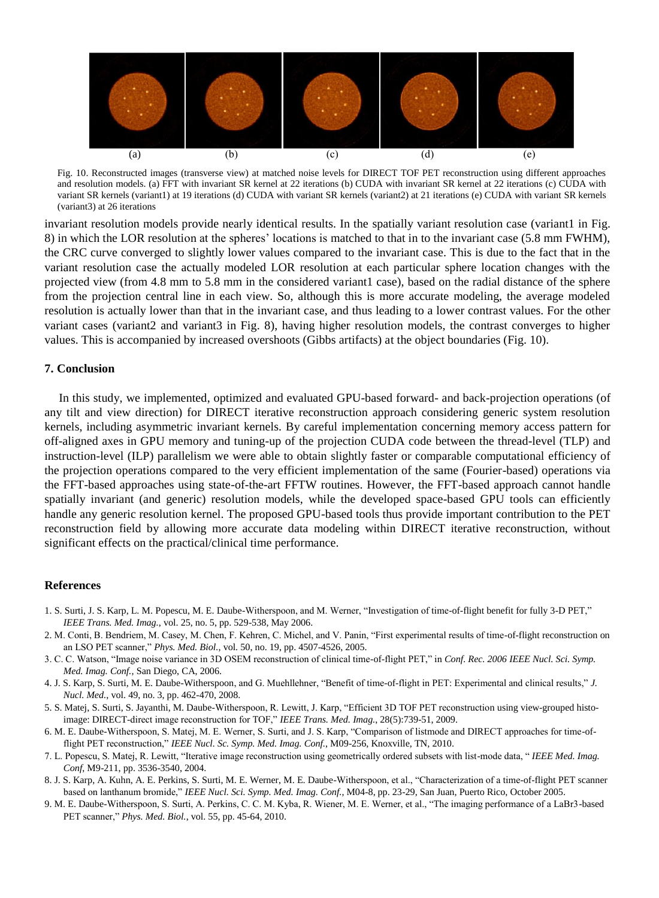(a) (b) (c) (d) (e)

Fig. 10. Reconstructed images (transverse view) at matched noise levels for DIRECT TOF PET reconstruction using different approaches and resolution models. (a) FFT with invariant SR kernel at 22 iterations (b) CUDA with invariant SR kernel at 22 iterations (c) CUDA with variant SR kernels (variant1) at 19 iterations (d) CUDA with variant SR kernels (variant2) at 21 iterations (e) CUDA with variant SR kernels (variant3) at 26 iterations

invariant resolution models provide nearly identical results. In the spatially variant resolution case (variant1 in Fig. 8) in which the LOR resolution at the spheres' locations is matched to that in to the invariant case (5.8 mm FWHM), the CRC curve converged to slightly lower values compared to the invariant case. This is due to the fact that in the variant resolution case the actually modeled LOR resolution at each particular sphere location changes with the projected view (from 4.8 mm to 5.8 mm in the considered variant1 case), based on the radial distance of the sphere from the projection central line in each view. So, although this is more accurate modeling, the average modeled resolution is actually lower than that in the invariant case, and thus leading to a lower contrast values. For the other variant cases (variant2 and variant3 in Fig. 8), having higher resolution models, the contrast converges to higher values. This is accompanied by increased overshoots (Gibbs artifacts) at the object boundaries (Fig. 10).

## 7. Conclusion

In this study, we implemented, optimized and evaluated GPU-based forward- and back-projection operations (of any tilt and view direction) for DIRECT iterative reconstruction approach considering generic system resolution kernels, including asymmetric invariant kernels. By careful implementation concerning memory access pattern for off-aligned axes in GPU memory and tuning-up of the projection CUDA code between the thread-level (TLP) and instruction-level (ILP) parallelism we were able to obtain slightly faster or comparable computational efficiency of the projection operations compared to the very efficient implementation of the same (Fourier-based) operations via the FFT-based approaches using state-of-the-art FFTW routines. However, the FFT-based approach cannot handle spatially invariant (and generic) resolution models, while the developed space-based GPU tools can efficiently handle any generic resolution kernel. The proposed GPU-based tools thus provide important contribution to the PET reconstruction field by allowing more accurate data modeling within DIRECT iterative reconstruction, without significant effects on the practical/clinical time performance.

## References

1. S. Surti, J. S. Karp, L. M. Popescu, M. E. Daube-Witherspoon, and M. Werner, "Investigation of time-of-flight benefit for fully 3-D PET," *IEEE Trans. Med. Imag.*, vol. 25, no. 5, pp. 529-538, May 2006.
2. M. Conti, B. Bendriem, M. Casey, M. Chen, F. Kehren, C. Michel, and V. Panin, "First experimental results of time-of-flight reconstruction on an LSO PET scanner," *Phys. Med. Biol.*, vol. 50, no. 19, pp. 4507-4526, 2005.
3. C. C. Watson, "Image noise variance in 3D OSEM reconstruction of clinical time-of-flight PET," in *Conf. Rec. 2006 IEEE Nucl. Sci. Symp. Med. Imag. Conf.*, San Diego, CA, 2006.
4. J. S. Karp, S. Surti, M. E. Daube-Witherspoon, and G. Muehllehner, "Benefit of time-of-flight in PET: Experimental and clinical results," *J. Nucl. Med.*, vol. 49, no. 3, pp. 462-470, 2008.
5. S. Matej, S. Surti, S. Jayanthi, M. Daube-Witherspoon, R. Lewitt, J. Karp, "Efficient 3D TOF PET reconstruction using view-grouped histo-image: DIRECT-direct image reconstruction for TOF," *IEEE Trans. Med. Imag.*, 28(5):739-51, 2009.
6. M. E. Daube-Witherspoon, S. Matej, M. E. Werner, S. Surti, and J. S. Karp, "Comparison of listmode and DIRECT approaches for time-of-flight PET reconstruction," *IEEE Nucl. Sc. Symp. Med. Imag. Conf.*, M09-256, Knoxville, TN, 2010.
7. L. Popescu, S. Matej, R. Lewitt, "Iterative image reconstruction using geometrically ordered subsets with list-mode data, " *IEEE Med. Imag. Conf*, M9-211, pp. 3536-3540, 2004.
8. J. S. Karp, A. Kuhn, A. E. Perkins, S. Surti, M. E. Werner, M. E. Daube-Witherspoon, et al., "Characterization of a time-of-flight PET scanner based on lanthanum bromide," *IEEE Nucl. Sci. Symp. Med. Imag. Conf.*, M04-8, pp. 23-29, San Juan, Puerto Rico, October 2005.
9. M. E. Daube-Witherspoon, S. Surti, A. Perkins, C. C. M. Kyba, R. Wiener, M. E. Werner, et al., "The imaging performance of a LaBr3-based PET scanner," *Phys. Med. Biol.*, vol. 55, pp. 45-64, 2010.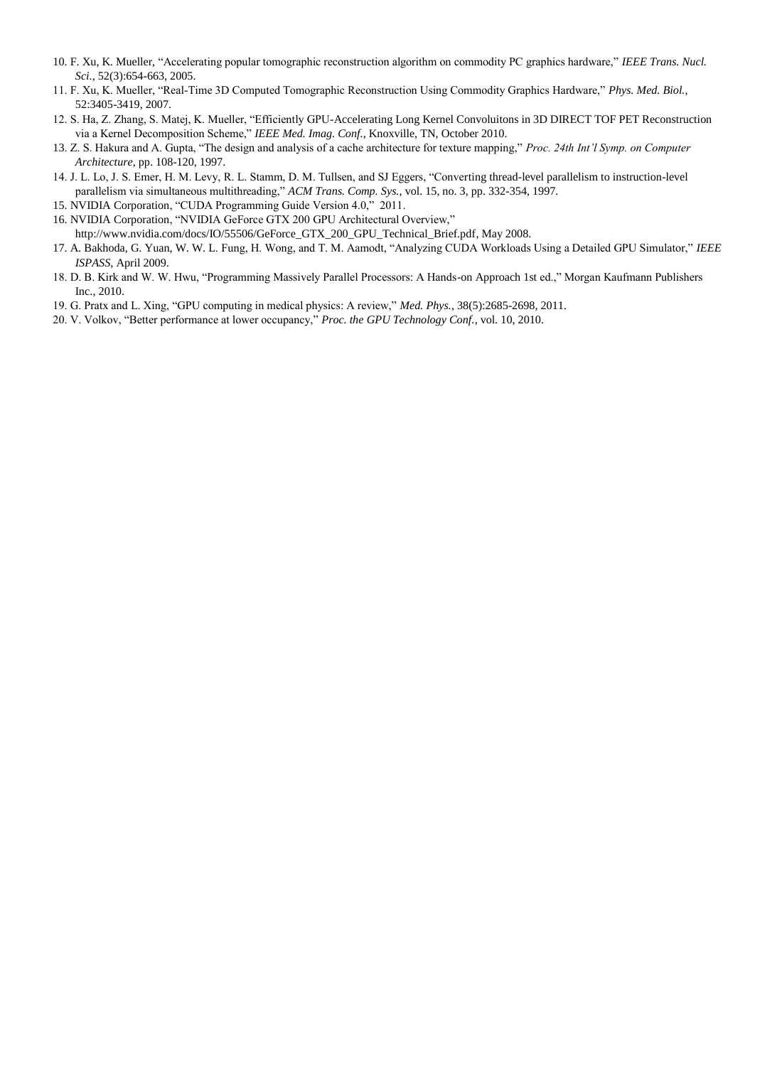10. F. Xu, K. Mueller, "Accelerating popular tomographic reconstruction algorithm on commodity PC graphics hardware," *IEEE Trans. Nucl. Sci.*, 52(3):654-663, 2005.
11. F. Xu, K. Mueller, "Real-Time 3D Computed Tomographic Reconstruction Using Commodity Graphics Hardware," *Phys. Med. Biol.*, 52:3405-3419, 2007.
12. S. Ha, Z. Zhang, S. Matej, K. Mueller, "Efficiently GPU-Accelerating Long Kernel Convoluitons in 3D DIRECT TOF PET Reconstruction via a Kernel Decomposition Scheme," *IEEE Med. Imag. Conf.*, Knoxville, TN, October 2010.
13. Z. S. Hakura and A. Gupta, "The design and analysis of a cache architecture for texture mapping," *Proc. 24th Int'l Symp. on Computer Architecture*, pp. 108-120, 1997.
14. J. L. Lo, J. S. Emer, H. M. Levy, R. L. Stamm, D. M. Tullsen, and SJ Eggers, "Converting thread-level parallelism to instruction-level parallelism via simultaneous multithreading," *ACM Trans. Comp. Sys.*, vol. 15, no. 3, pp. 332-354, 1997.
15. NVIDIA Corporation, "CUDA Programming Guide Version 4.0," 2011.
16. NVIDIA Corporation, "NVIDIA GeForce GTX 200 GPU Architectural Overview," http://www.nvidia.com/docs/IO/55506/GeForce_GTX_200_GPU_Technical_Brief.pdf, May 2008.
17. A. Bakhoda, G. Yuan, W. W. L. Fung, H. Wong, and T. M. Aamodt, "Analyzing CUDA Workloads Using a Detailed GPU Simulator," *IEEE ISPASS*, April 2009.
18. D. B. Kirk and W. W. Hwu, "Programming Massively Parallel Processors: A Hands-on Approach 1st ed.," Morgan Kaufmann Publishers Inc., 2010.
19. G. Pratx and L. Xing, "GPU computing in medical physics: A review," *Med. Phys.*, 38(5):2685-2698, 2011.
20. V. Volkov, "Better performance at lower occupancy," *Proc. the GPU Technology Conf.*, vol. 10, 2010.